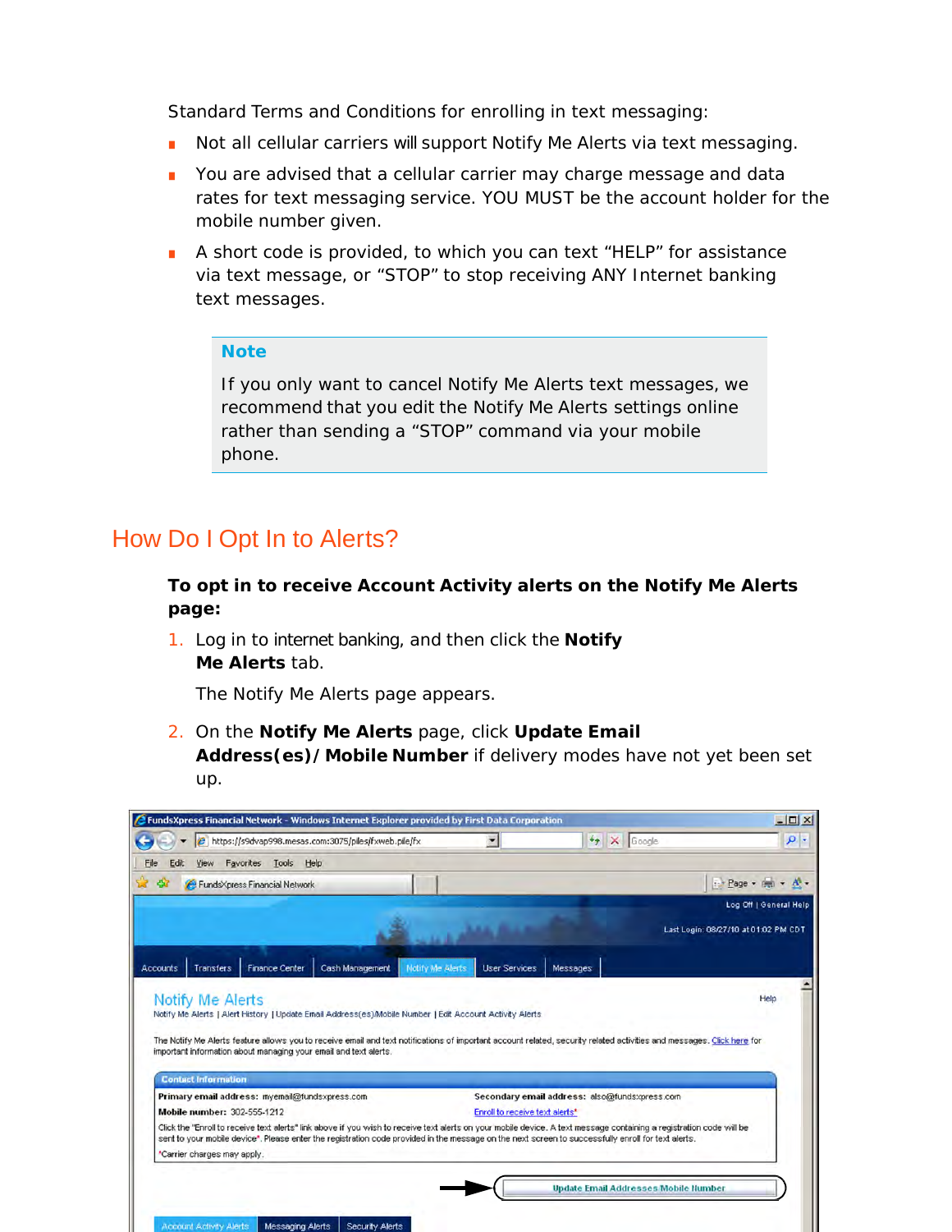Standard Terms and Conditions for enrolling in text messaging:

- Not all cellular carriers will support Notify Me Alerts via text messaging.
- You are advised that a cellular carrier may charge message and data rates for text messaging service. YOU MUST be the account holder for the mobile number given.
- A short code is provided, to which you can text “HELP” for assistance via text message, or “STOP” to stop receiving ANY Internet banking text messages.

> **Note**
>
> If you only want to cancel Notify Me Alerts text messages, we recommend that you edit the Notify Me Alerts settings online rather than sending a “STOP” command via your mobile phone.

## How Do I Opt In to Alerts?

**To opt in to receive Account Activity alerts on the Notify Me Alerts page:**

1. Log in to internet banking, and then click the **Notify Me Alerts** tab.

   The Notify Me Alerts page appears.

2. On the **Notify Me Alerts** page, click **Update Email Address(es)/Mobile Number** if delivery modes have not yet been set up.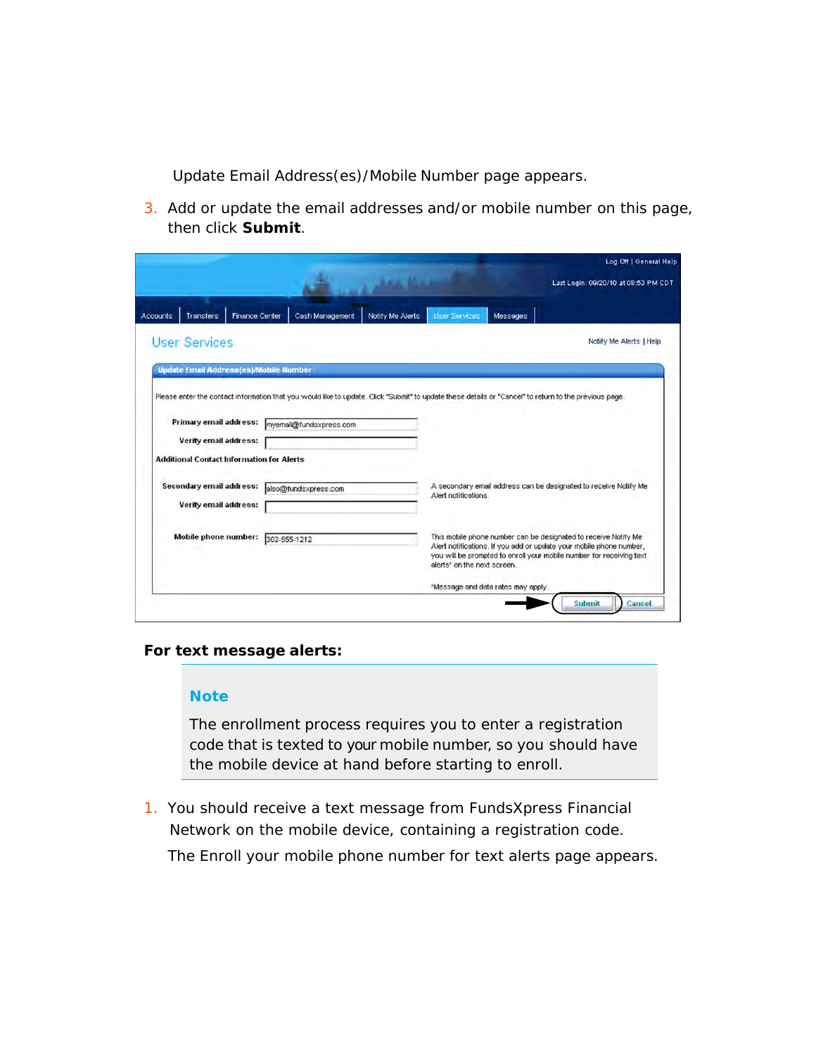Update Email Address(es)/Mobile Number page appears.

3. Add or update the email addresses and/or mobile number on this page, then click **Submit**.

**For text message alerts:**

> **Note**
>
> The enrollment process requires you to enter a registration code that is texted to your mobile number, so you should have the mobile device at hand before starting to enroll.

1. You should receive a text message from FundsXpress Financial Network on the mobile device, containing a registration code.

   The Enroll your mobile phone number for text alerts page appears.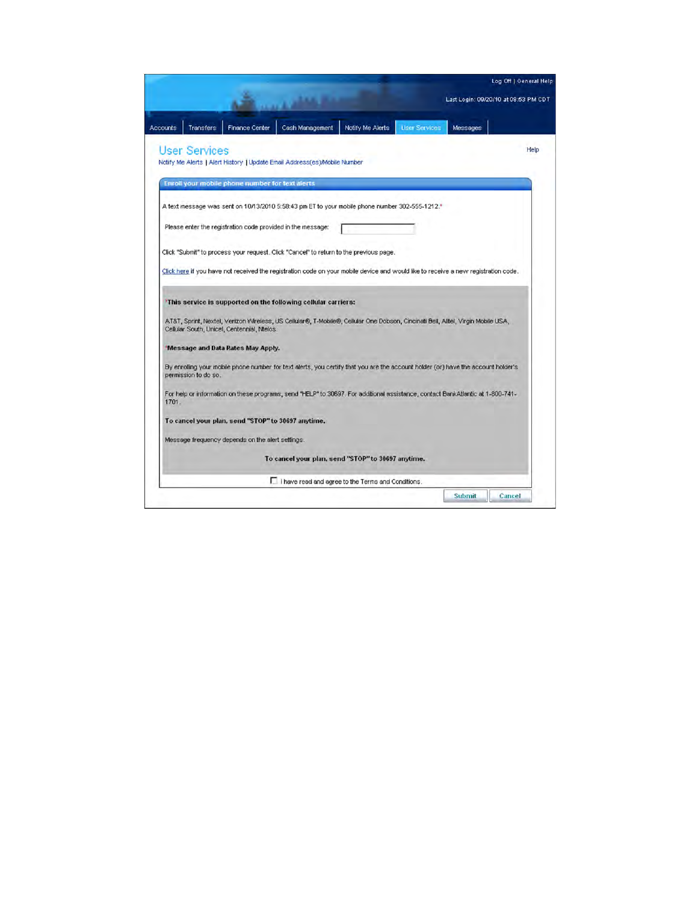Log Off | General Help

Last Login: 09/20/10 at 08:53 PM CDT

Accounts | Transfers | Finance Center | Cash Management | Notify Me Alerts | User Services | Messages

# User Services

Help

Notify Me Alerts | Alert History | Update Email Address(es)/Mobile Number

## Enroll your mobile phone number for text alerts

A text message was sent on 10/13/2010 5:58:43 pm ET to your mobile phone number 302-555-1212.*

Please enter the registration code provided in the message:

Click "Submit" to process your request. Click "Cancel" to return to the previous page.

Click here if you have not received the registration code on your mobile device and would like to receive a new registration code.

***This service is supported on the following cellular carriers:**

AT&T, Sprint, Nextel, Verizon Wireless, US Cellular®, T-Mobile®, Cellular One Dobson, Cincinati Bell, Alltel, Virgin Mobile USA, Cellular South, Unicel, Centennial, Ntelos.

***Message and Data Rates May Apply.**

By enrolling your mobile phone number for text alerts, you certify that you are the account holder (or) have the account holder's permission to do so.

For help or information on these programs, send "HELP" to 30697. For additional assistance, contact BankAtlantic at 1-800-741-1701.

**To cancel your plan, send "STOP" to 30697 anytime.**

Message frequency depends on the alert settings.

**To cancel your plan, send "STOP" to 30697 anytime.**

☐ I have read and agree to the Terms and Conditions.

Submit | Cancel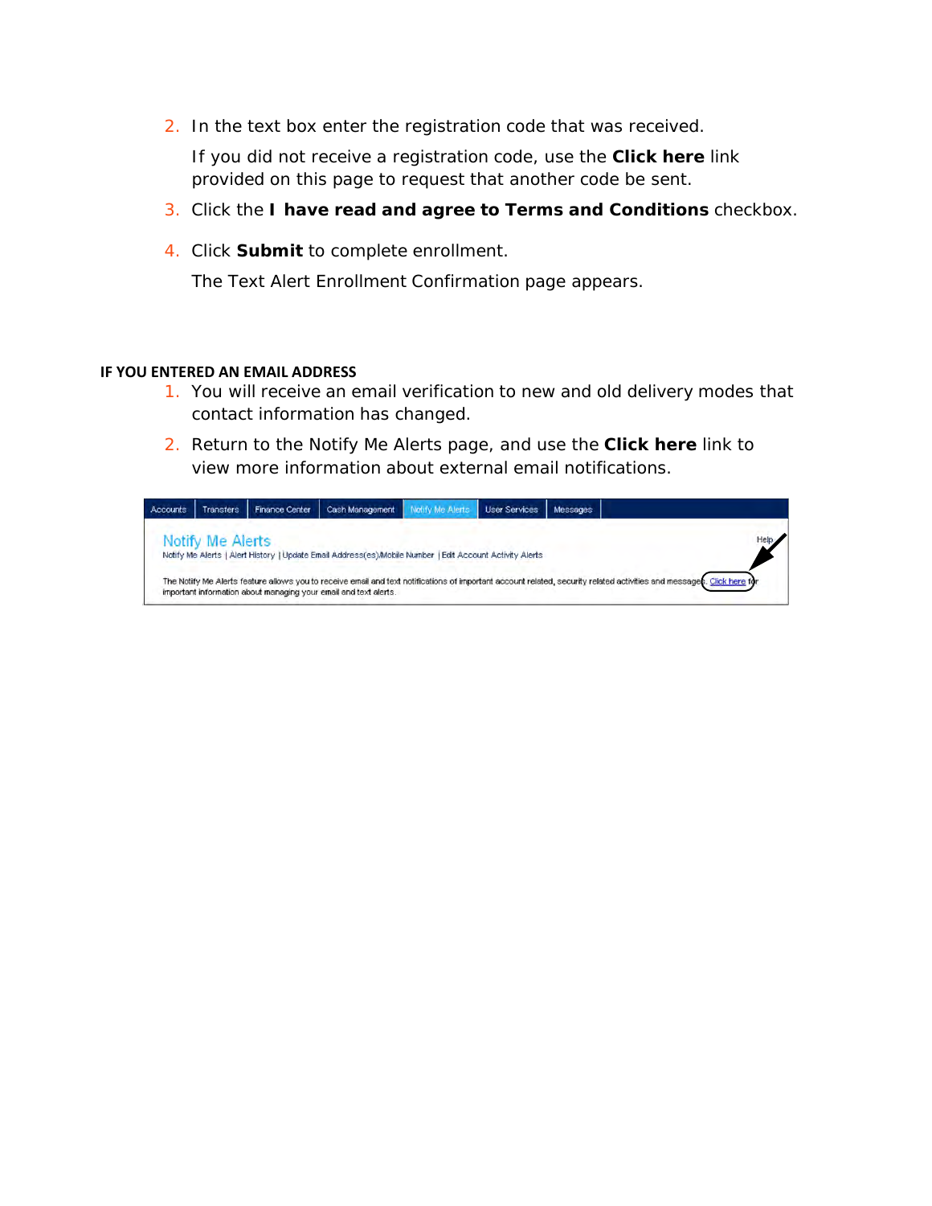2. In the text box enter the registration code that was received.

   If you did not receive a registration code, use the **Click here** link provided on this page to request that another code be sent.

3. Click the **I have read and agree to Terms and Conditions** checkbox.

4. Click **Submit** to complete enrollment.

   The Text Alert Enrollment Confirmation page appears.

**IF YOU ENTERED AN EMAIL ADDRESS**

1. You will receive an email verification to new and old delivery modes that contact information has changed.

2. Return to the Notify Me Alerts page, and use the **Click here** link to view more information about external email notifications.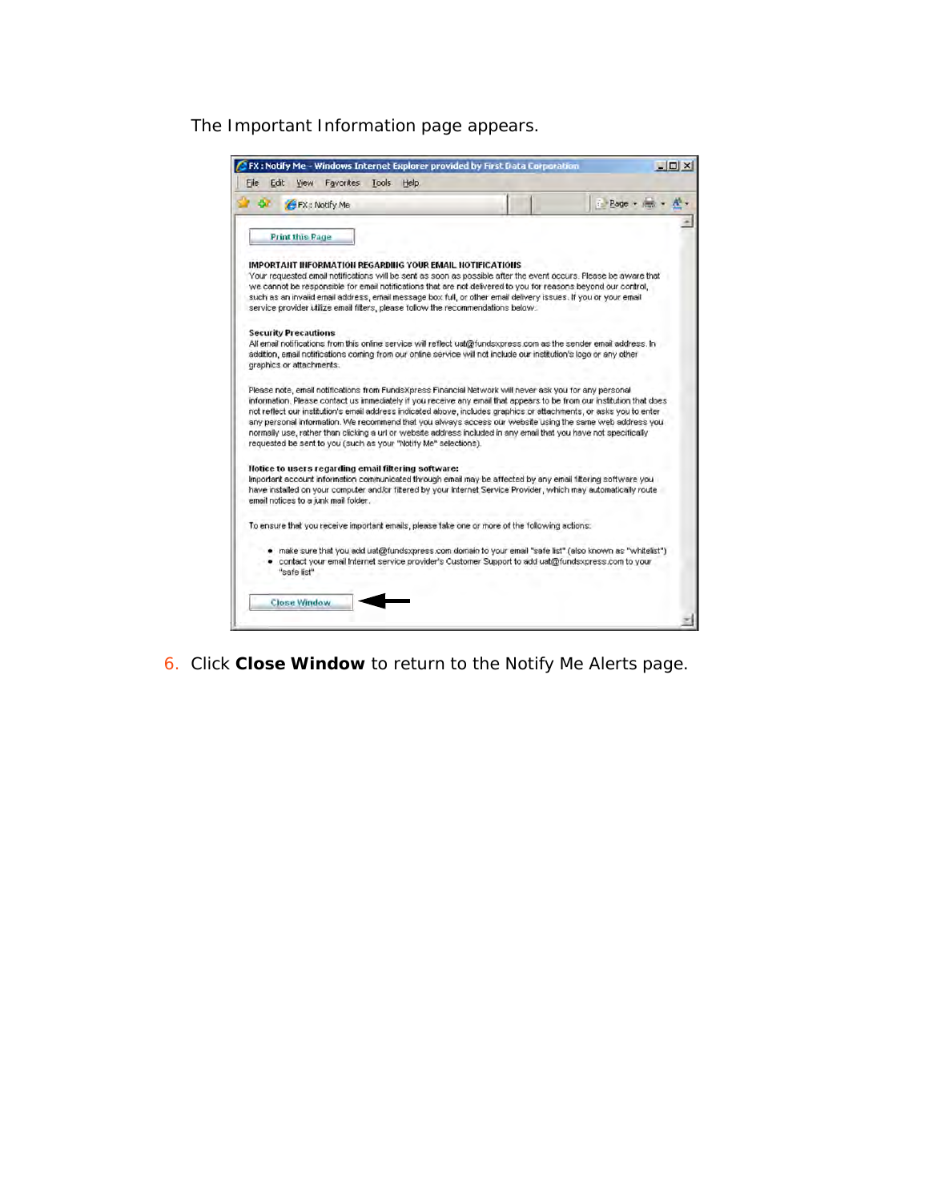The Important Information page appears.

6. Click **Close Window** to return to the Notify Me Alerts page.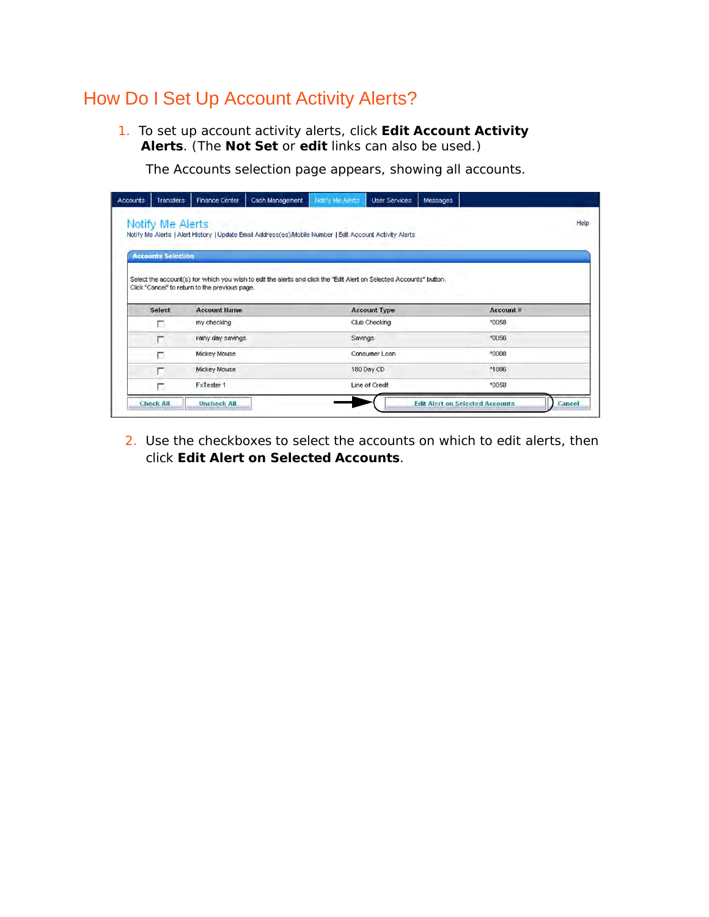# How Do I Set Up Account Activity Alerts?

1. To set up account activity alerts, click **Edit Account Activity Alerts**. (The **Not Set** or **edit** links can also be used.)

   The Accounts selection page appears, showing all accounts.

2. Use the checkboxes to select the accounts on which to edit alerts, then click **Edit Alert on Selected Accounts**.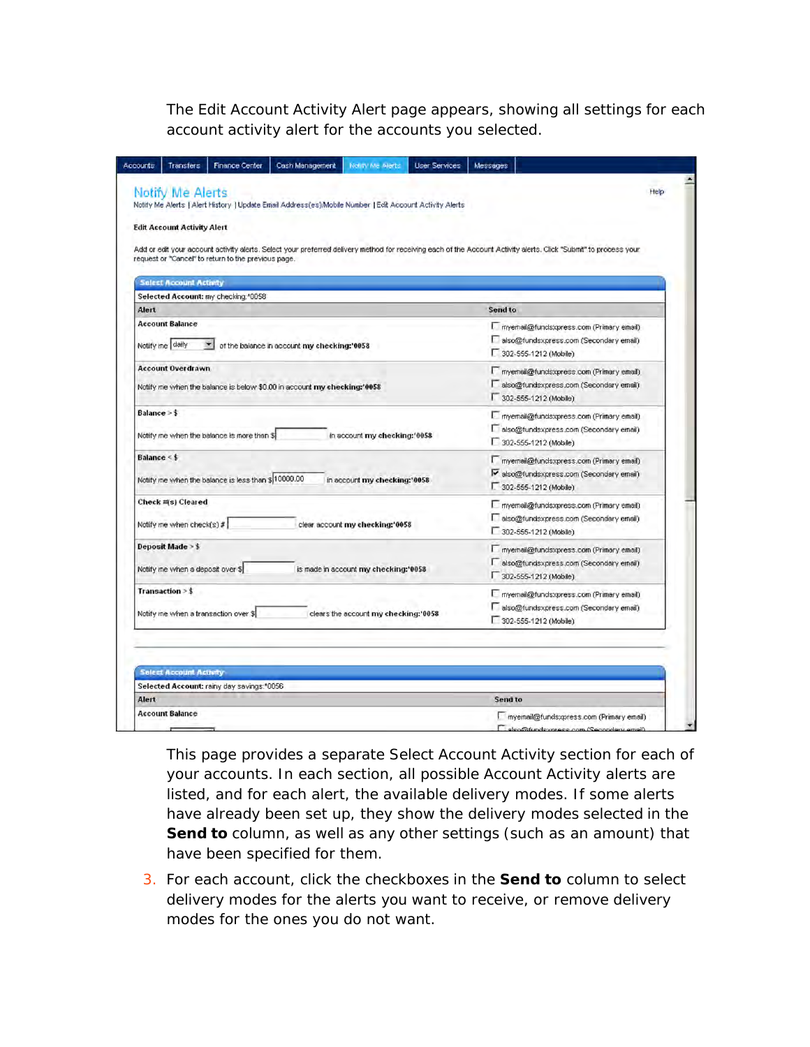The Edit Account Activity Alert page appears, showing all settings for each account activity alert for the accounts you selected.

This page provides a separate Select Account Activity section for each of your accounts. In each section, all possible Account Activity alerts are listed, and for each alert, the available delivery modes. If some alerts have already been set up, they show the delivery modes selected in the **Send to** column, as well as any other settings (such as an amount) that have been specified for them.

3. For each account, click the checkboxes in the **Send to** column to select delivery modes for the alerts you want to receive, or remove delivery modes for the ones you do not want.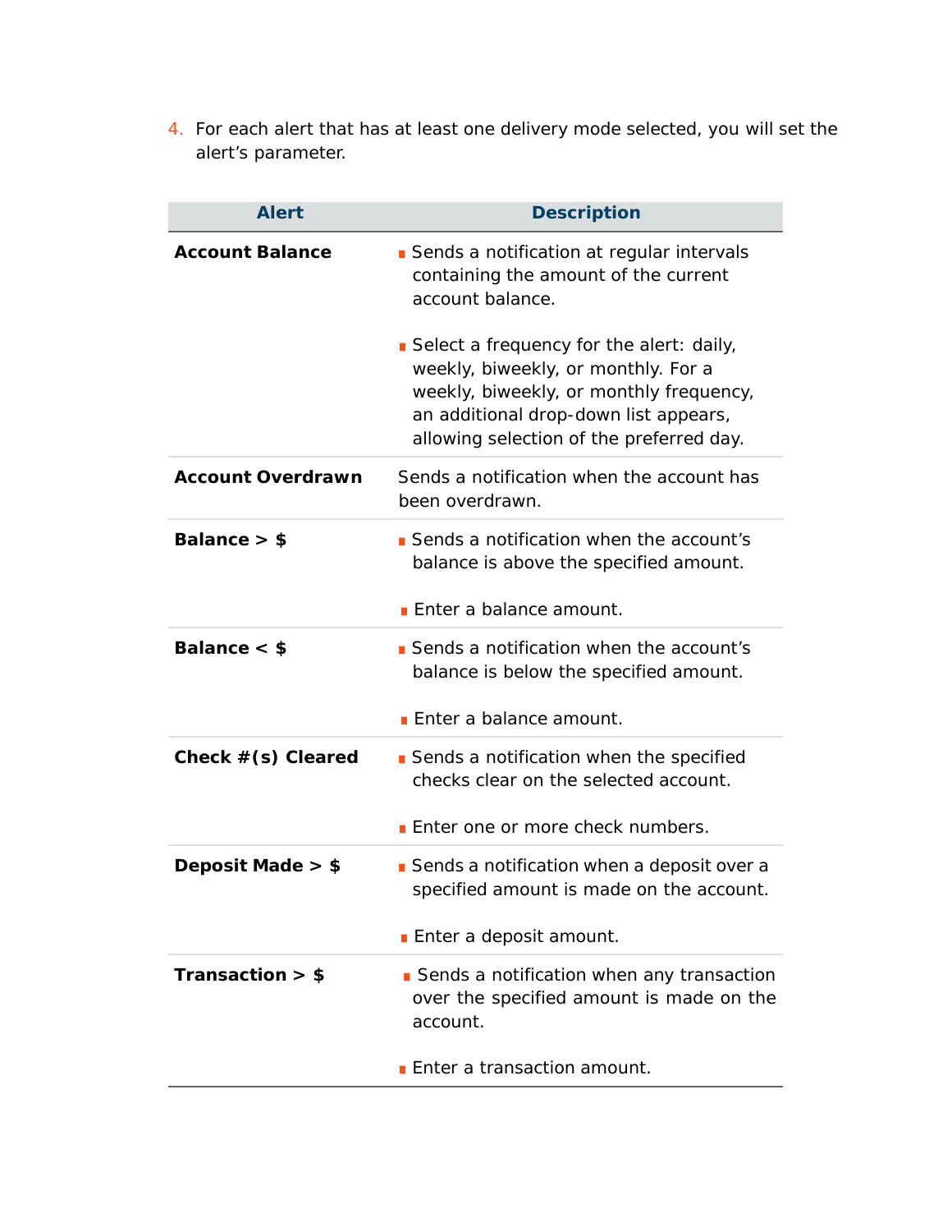4. For each alert that has at least one delivery mode selected, you will set the alert's parameter.

| Alert | Description |
| --- | --- |
| **Account Balance** | ▪ Sends a notification at regular intervals containing the amount of the current account balance.<br><br>▪ Select a frequency for the alert: daily, weekly, biweekly, or monthly. For a weekly, biweekly, or monthly frequency, an additional drop-down list appears, allowing selection of the preferred day. |
| **Account Overdrawn** | Sends a notification when the account has been overdrawn. |
| **Balance > $** | ▪ Sends a notification when the account's balance is above the specified amount.<br><br>▪ Enter a balance amount. |
| **Balance < $** | ▪ Sends a notification when the account's balance is below the specified amount.<br><br>▪ Enter a balance amount. |
| **Check #(s) Cleared** | ▪ Sends a notification when the specified checks clear on the selected account.<br><br>▪ Enter one or more check numbers. |
| **Deposit Made > $** | ▪ Sends a notification when a deposit over a specified amount is made on the account.<br><br>▪ Enter a deposit amount. |
| **Transaction > $** | ▪ Sends a notification when any transaction over the specified amount is made on the account.<br><br>▪ Enter a transaction amount. |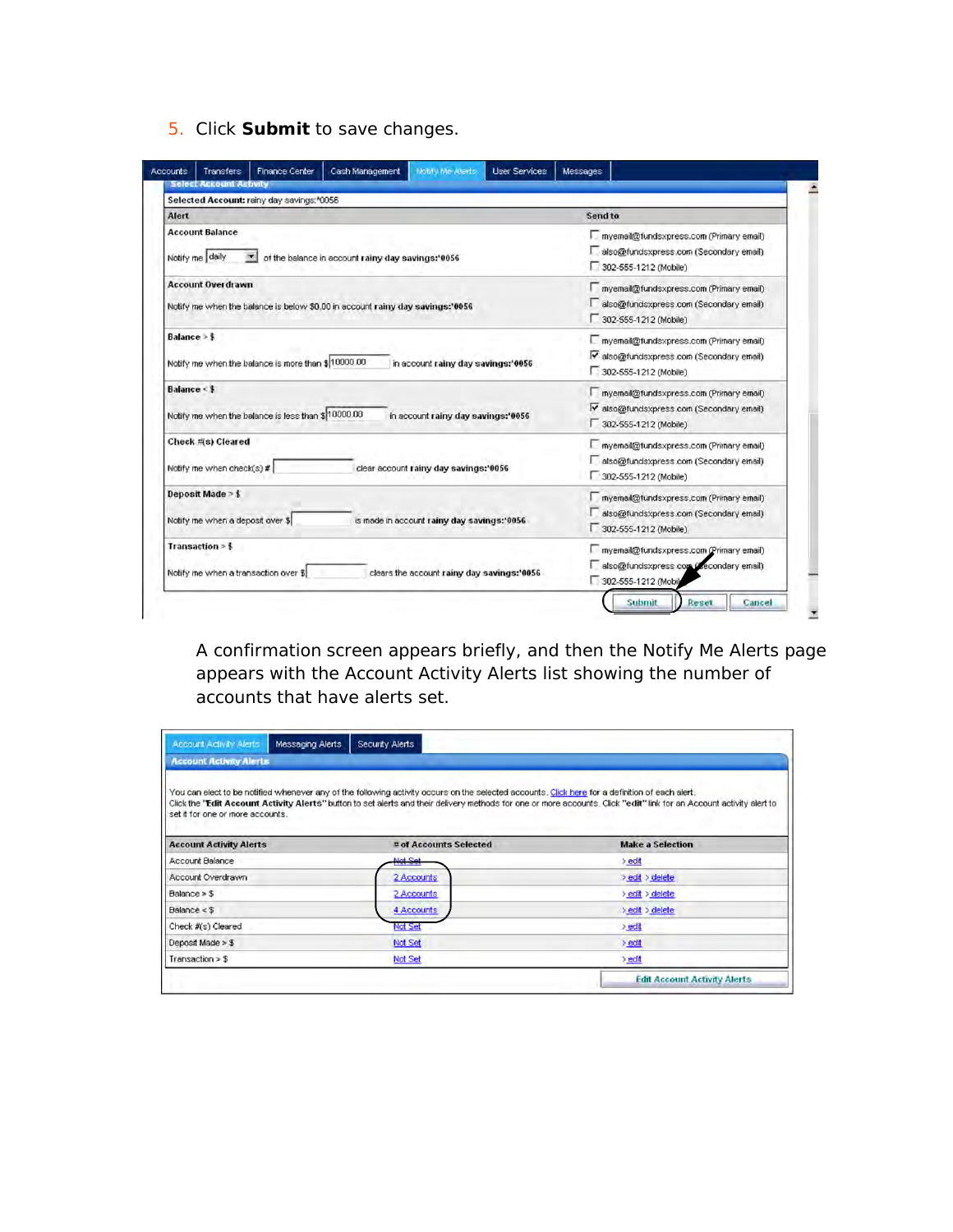5. Click **Submit** to save changes.

A confirmation screen appears briefly, and then the Notify Me Alerts page appears with the Account Activity Alerts list showing the number of accounts that have alerts set.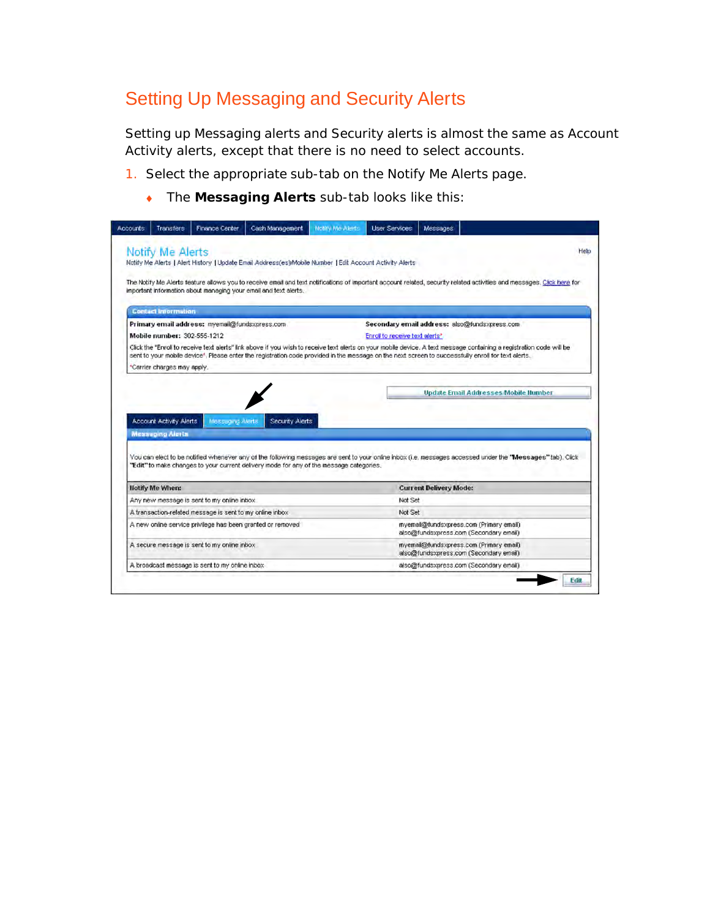## Setting Up Messaging and Security Alerts

Setting up Messaging alerts and Security alerts is almost the same as Account Activity alerts, except that there is no need to select accounts.

1. Select the appropriate sub-tab on the Notify Me Alerts page.
   - The **Messaging Alerts** sub-tab looks like this:

Accounts | Transfers | Finance Center | Cash Management | Notify Me Alerts | User Services | Messages

Notify Me Alerts

Help

Notify Me Alerts | Alert History | Update Email Address(es)/Mobile Number | Edit Account Activity Alerts

The Notify Me Alerts feature allows you to receive email and text notifications of important account related, security related activities and messages. Click here for important information about managing your email and text alerts.

**Contact Information**

**Primary email address:** myemail@fundsxpress.com

**Secondary email address:** also@fundsxpress.com

**Mobile number:** 302-555-1212

Enroll to receive text alerts*

Click the "Enroll to receive text alerts" link above if you wish to receive text alerts on your mobile device. A text message containing a registration code will be sent to your mobile device*. Please enter the registration code provided in the message on the next screen to successfully enroll for text alerts.

*Carrier charges may apply.

Update Email Addresses/Mobile Number

Account Activity Alerts | Messaging Alerts | Security Alerts

**Messaging Alerts**

You can elect to be notified whenever any of the following messages are sent to your online inbox (i.e. messages accessed under the "**Messages**" tab). Click "**Edit**" to make changes to your current delivery mode for any of the message categories.

| Notify Me When: | Current Delivery Mode: |
| --- | --- |
| Any new message is sent to my online inbox | Not Set |
| A transaction-related message is sent to my online inbox | Not Set |
| A new online service privilege has been granted or removed | myemail@fundsxpress.com (Primary email) also@fundsxpress.com (Secondary email) |
| A secure message is sent to my online inbox | myemail@fundsxpress.com (Primary email) also@fundsxpress.com (Secondary email) |
| A broadcast message is sent to my online inbox | also@fundsxpress.com (Secondary email) |

Edit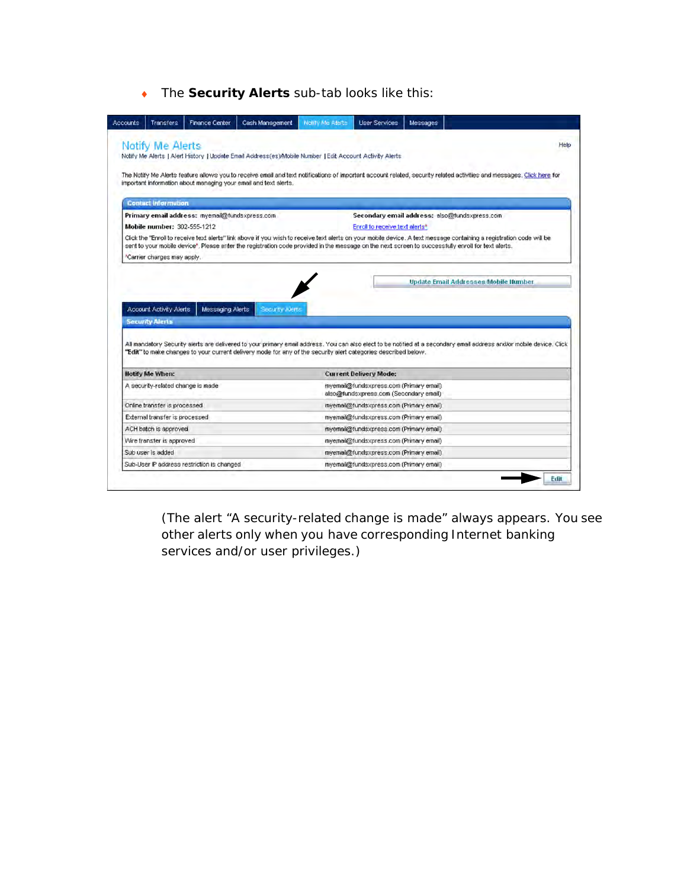- The **Security Alerts** sub-tab looks like this:

Accounts | Transfers | Finance Center | Cash Management | Notify Me Alerts | User Services | Messages

## Notify Me Alerts

Help

Notify Me Alerts | Alert History | Update Email Address(es)/Mobile Number | Edit Account Activity Alerts

The Notify Me Alerts feature allows you to receive email and text notifications of important account related, security related activities and messages. Click here for important information about managing your email and text alerts.

**Contact Information**

**Primary email address:** myemail@fundsxpress.com

**Secondary email address:** also@fundsxpress.com

**Mobile number:** 302-555-1212

Enroll to receive text alerts*

Click the "Enroll to receive text alerts" link above if you wish to receive text alerts on your mobile device. A text message containing a registration code will be sent to your mobile device*. Please enter the registration code provided in the message on the next screen to successfully enroll for text alerts.

*Carrier charges may apply.

Update Email Addresses/Mobile Number

Account Activity Alerts | Messaging Alerts | Security Alerts

**Security Alerts**

All mandatory Security alerts are delivered to your primary email address. You can also elect to be notified at a secondary email address and/or mobile device. Click "Edit" to make changes to your current delivery mode for any of the security alert categories described below.

| Notify Me When: | Current Delivery Mode: |
| --- | --- |
| A security-related change is made | myemail@fundsxpress.com (Primary email) also@fundsxpress.com (Secondary email) |
| Online transfer is processed | myemail@fundsxpress.com (Primary email) |
| External transfer is processed | myemail@fundsxpress.com (Primary email) |
| ACH batch is approved | myemail@fundsxpress.com (Primary email) |
| Wire transfer is approved | myemail@fundsxpress.com (Primary email) |
| Sub user is added | myemail@fundsxpress.com (Primary email) |
| Sub-User IP address restriction is changed | myemail@fundsxpress.com (Primary email) |

Edit

(The alert "A security-related change is made" always appears. You see other alerts only when you have corresponding Internet banking services and/or user privileges.)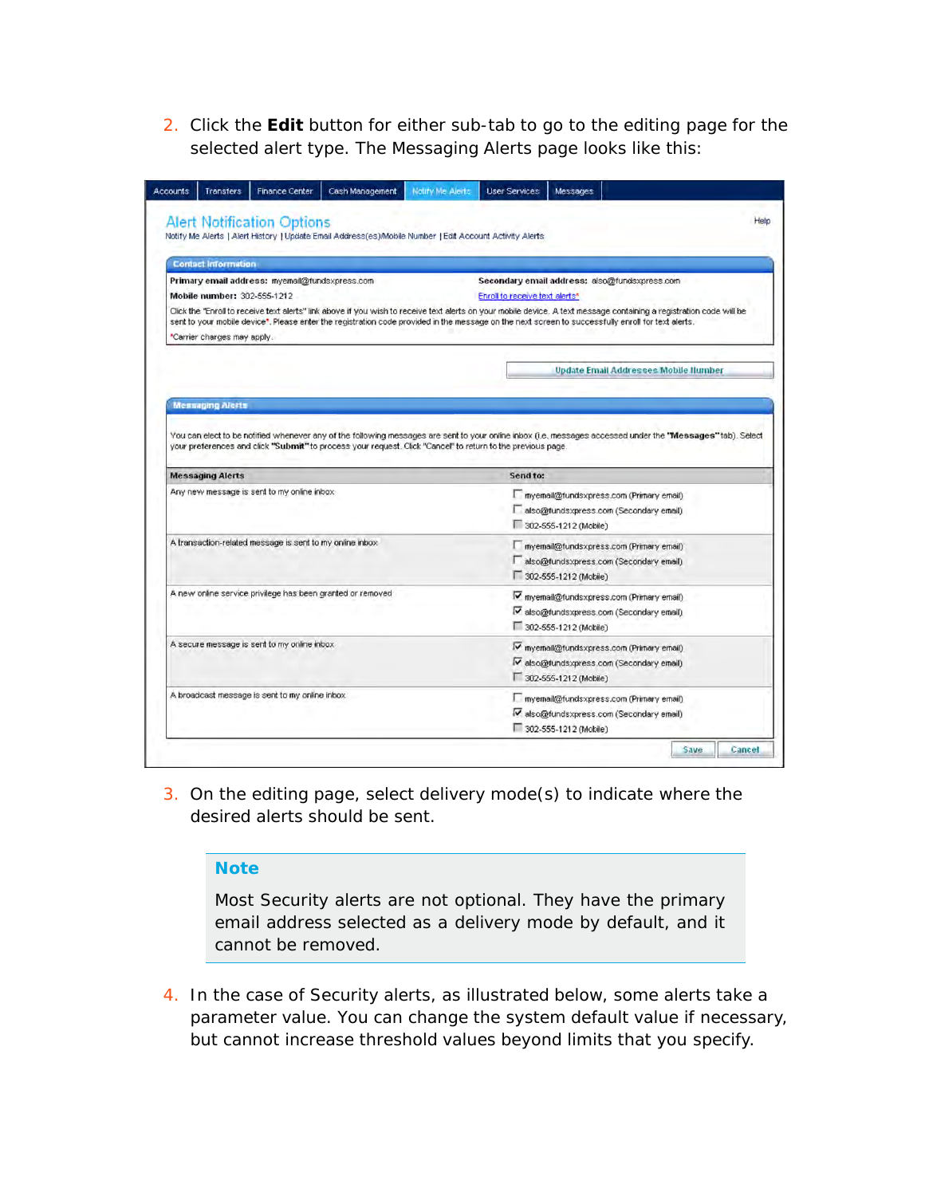2. Click the **Edit** button for either sub-tab to go to the editing page for the selected alert type. The Messaging Alerts page looks like this:

Accounts | Transfers | Finance Center | Cash Management | Notify Me Alerts | User Services | Messages

## Alert Notification Options

Help

Notify Me Alerts | Alert History | Update Email Address(es)/Mobile Number | Edit Account Activity Alerts

**Contact Information**

**Primary email address:** myemail@fundsxpress.com

**Secondary email address:** also@fundsxpress.com

**Mobile number:** 302-555-1212

Enroll to receive text alerts*

Click the "Enroll to receive text alerts" link above if you wish to receive text alerts on your mobile device. A text message containing a registration code will be sent to your mobile device*. Please enter the registration code provided in the message on the next screen to successfully enroll for text alerts.

*Carrier charges may apply.

Update Email Addresses/Mobile Number

**Messaging Alerts**

You can elect to be notified whenever any of the following messages are sent to your online inbox (i.e. messages accessed under the "**Messages**" tab). Select your preferences and click "**Submit**" to process your request. Click "Cancel" to return to the previous page.

| Messaging Alerts | Send to: |
| --- | --- |
| Any new message is sent to my online inbox | ☐ myemail@fundsxpress.com (Primary email)<br>☐ also@fundsxpress.com (Secondary email)<br>☐ 302-555-1212 (Mobile) |
| A transaction-related message is sent to my online inbox | ☐ myemail@fundsxpress.com (Primary email)<br>☐ also@fundsxpress.com (Secondary email)<br>☐ 302-555-1212 (Mobile) |
| A new online service privilege has been granted or removed | ☑ myemail@fundsxpress.com (Primary email)<br>☑ also@fundsxpress.com (Secondary email)<br>☐ 302-555-1212 (Mobile) |
| A secure message is sent to my online inbox | ☑ myemail@fundsxpress.com (Primary email)<br>☑ also@fundsxpress.com (Secondary email)<br>☐ 302-555-1212 (Mobile) |
| A broadcast message is sent to my online inbox | ☐ myemail@fundsxpress.com (Primary email)<br>☑ also@fundsxpress.com (Secondary email)<br>☐ 302-555-1212 (Mobile) |

Save | Cancel

3. On the editing page, select delivery mode(s) to indicate where the desired alerts should be sent.

> **Note**
>
> Most Security alerts are not optional. They have the primary email address selected as a delivery mode by default, and it cannot be removed.

4. In the case of Security alerts, as illustrated below, some alerts take a parameter value. You can change the system default value if necessary, but cannot increase threshold values beyond limits that you specify.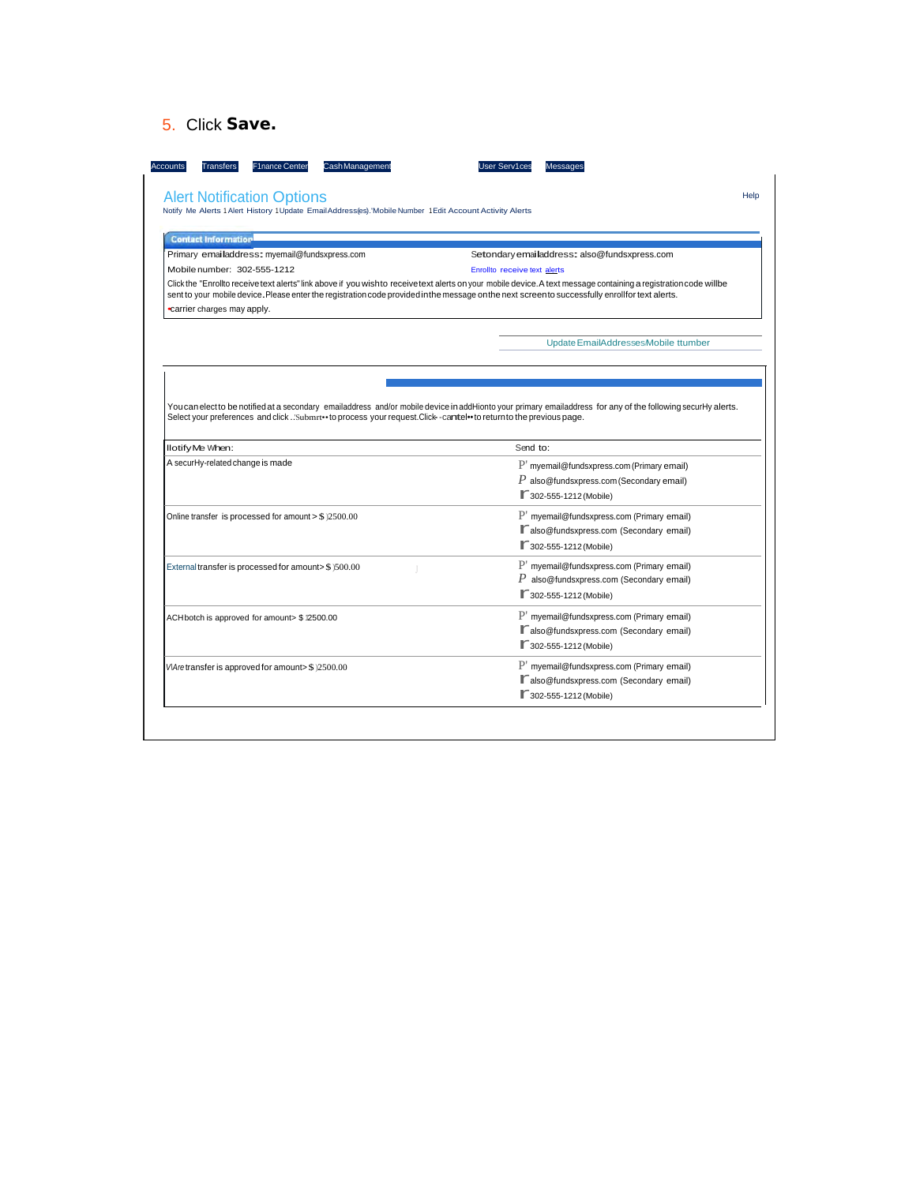5. Click **Save.**

Accounts | Transfers | F1nance Center | Cash Management | User Serv1ces | Messages

## Alert Notification Options

Help

Notify Me Alerts | Alert History | Update Email Address(es)/Mobile Number | Edit Account Activity Alerts

**Contact Information**

Primary email address: myemail@fundsxpress.com

Secondary email address: also@fundsxpress.com

Mobile number: 302-555-1212

Enroll to receive text alerts

Click the "Enroll to receive text alerts" link above if you wish to receive text alerts on your mobile device. A text message containing a registration code will be sent to your mobile device. Please enter the registration code provided in the message on the next screen to successfully enroll for text alerts.

*carrier charges may apply.

Update Email Addresses Mobile Number

You can elect to be notified at a secondary email address and/or mobile device in addition to your primary email address for any of the following security alerts. Select your preferences and click "Submit" to process your request. Click "Cancel" to return to the previous page.

| Notify Me When: | Send to: |
| --- | --- |
| A security-related change is made | P' myemail@fundsxpress.com (Primary email)<br>P also@fundsxpress.com (Secondary email)<br>Γ 302-555-1212 (Mobile) |
| Online transfer is processed for amount > $ 2500.00 | P' myemail@fundsxpress.com (Primary email)<br>Γ also@fundsxpress.com (Secondary email)<br>Γ 302-555-1212 (Mobile) |
| External transfer is processed for amount > $ 500.00 | P' myemail@fundsxpress.com (Primary email)<br>P also@fundsxpress.com (Secondary email)<br>Γ 302-555-1212 (Mobile) |
| ACH batch is approved for amount > $ 2500.00 | P' myemail@fundsxpress.com (Primary email)<br>Γ also@fundsxpress.com (Secondary email)<br>Γ 302-555-1212 (Mobile) |
| Wire transfer is approved for amount > $ 2500.00 | P' myemail@fundsxpress.com (Primary email)<br>Γ also@fundsxpress.com (Secondary email)<br>Γ 302-555-1212 (Mobile) |